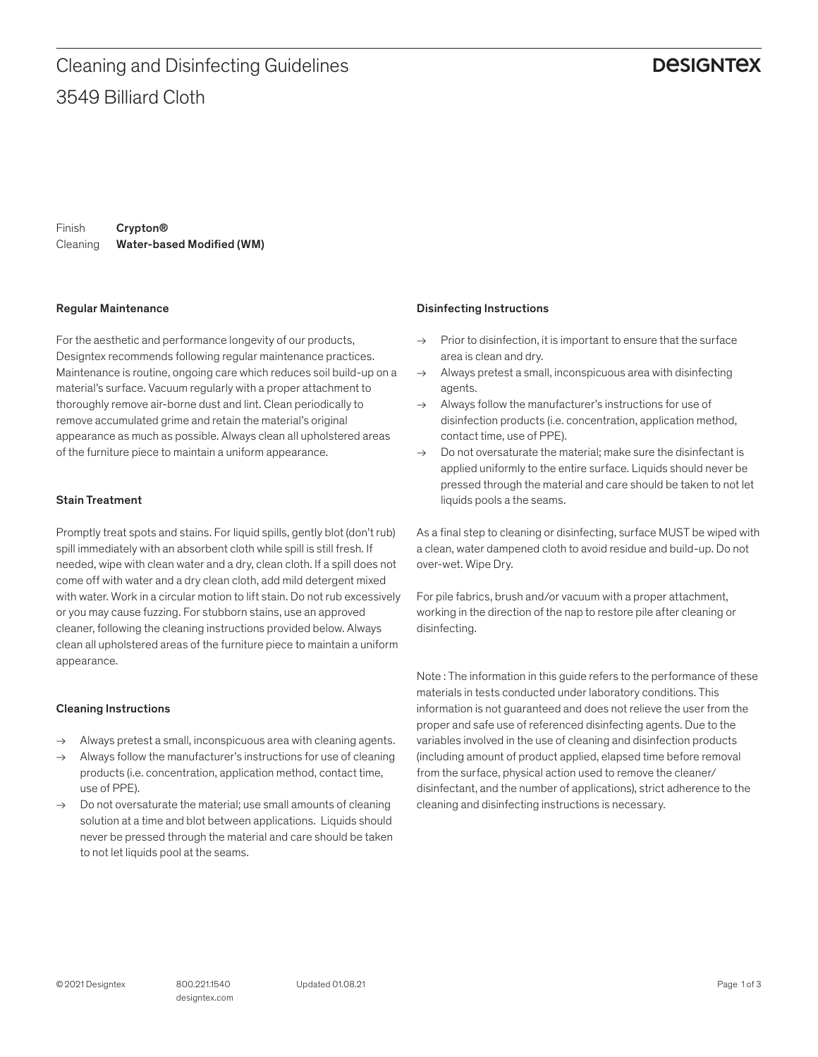# Cleaning and Disinfecting Guidelines

## 3549 Billiard Cloth

DESIGNTEX

Finish **Crypton®**
Cleaning **Water-based Modified (WM)**

### Regular Maintenance

For the aesthetic and performance longevity of our products, Designtex recommends following regular maintenance practices. Maintenance is routine, ongoing care which reduces soil build-up on a material's surface. Vacuum regularly with a proper attachment to thoroughly remove air-borne dust and lint. Clean periodically to remove accumulated grime and retain the material's original appearance as much as possible. Always clean all upholstered areas of the furniture piece to maintain a uniform appearance.

### Stain Treatment

Promptly treat spots and stains. For liquid spills, gently blot (don't rub) spill immediately with an absorbent cloth while spill is still fresh. If needed, wipe with clean water and a dry, clean cloth. If a spill does not come off with water and a dry clean cloth, add mild detergent mixed with water. Work in a circular motion to lift stain. Do not rub excessively or you may cause fuzzing. For stubborn stains, use an approved cleaner, following the cleaning instructions provided below. Always clean all upholstered areas of the furniture piece to maintain a uniform appearance.

### Cleaning Instructions

- → Always pretest a small, inconspicuous area with cleaning agents.
- → Always follow the manufacturer's instructions for use of cleaning products (i.e. concentration, application method, contact time, use of PPE).
- → Do not oversaturate the material; use small amounts of cleaning solution at a time and blot between applications. Liquids should never be pressed through the material and care should be taken to not let liquids pool at the seams.

### Disinfecting Instructions

- → Prior to disinfection, it is important to ensure that the surface area is clean and dry.
- → Always pretest a small, inconspicuous area with disinfecting agents.
- → Always follow the manufacturer's instructions for use of disinfection products (i.e. concentration, application method, contact time, use of PPE).
- → Do not oversaturate the material; make sure the disinfectant is applied uniformly to the entire surface. Liquids should never be pressed through the material and care should be taken to not let liquids pools a the seams.

As a final step to cleaning or disinfecting, surface MUST be wiped with a clean, water dampened cloth to avoid residue and build-up. Do not over-wet. Wipe Dry.

For pile fabrics, brush and/or vacuum with a proper attachment, working in the direction of the nap to restore pile after cleaning or disinfecting.

Note : The information in this guide refers to the performance of these materials in tests conducted under laboratory conditions. This information is not guaranteed and does not relieve the user from the proper and safe use of referenced disinfecting agents. Due to the variables involved in the use of cleaning and disinfection products (including amount of product applied, elapsed time before removal from the surface, physical action used to remove the cleaner/disinfectant, and the number of applications), strict adherence to the cleaning and disinfecting instructions is necessary.

© 2021 Designtex 800.221.1540 designtex.com Updated 01.08.21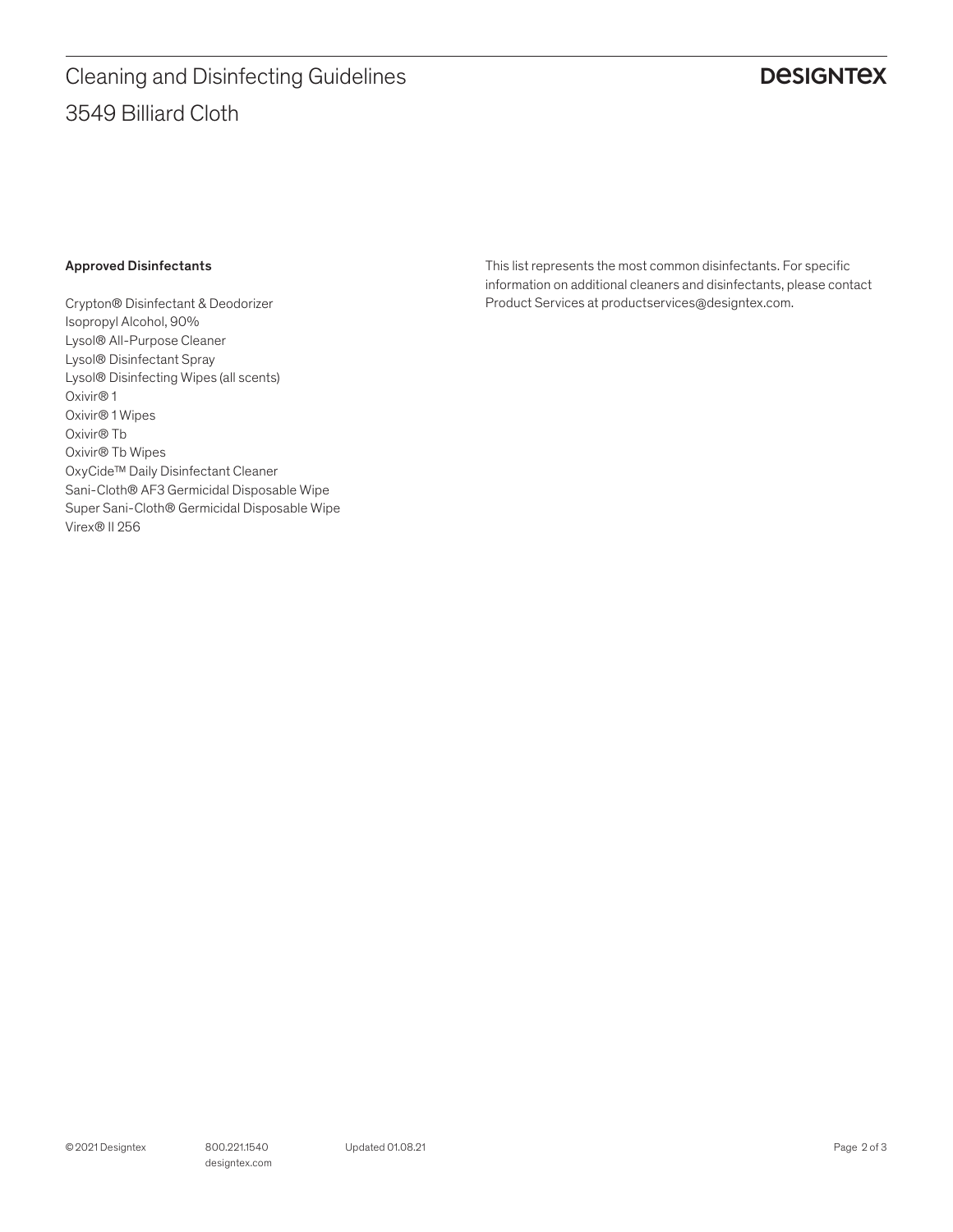# Cleaning and Disinfecting Guidelines

## 3549 Billiard Cloth

**Approved Disinfectants**

Crypton® Disinfectant & Deodorizer
Isopropyl Alcohol, 90%
Lysol® All-Purpose Cleaner
Lysol® Disinfectant Spray
Lysol® Disinfecting Wipes (all scents)
Oxivir® 1
Oxivir® 1 Wipes
Oxivir® Tb
Oxivir® Tb Wipes
OxyCide™ Daily Disinfectant Cleaner
Sani-Cloth® AF3 Germicidal Disposable Wipe
Super Sani-Cloth® Germicidal Disposable Wipe
Virex® II 256

This list represents the most common disinfectants. For specific information on additional cleaners and disinfectants, please contact Product Services at productservices@designtex.com.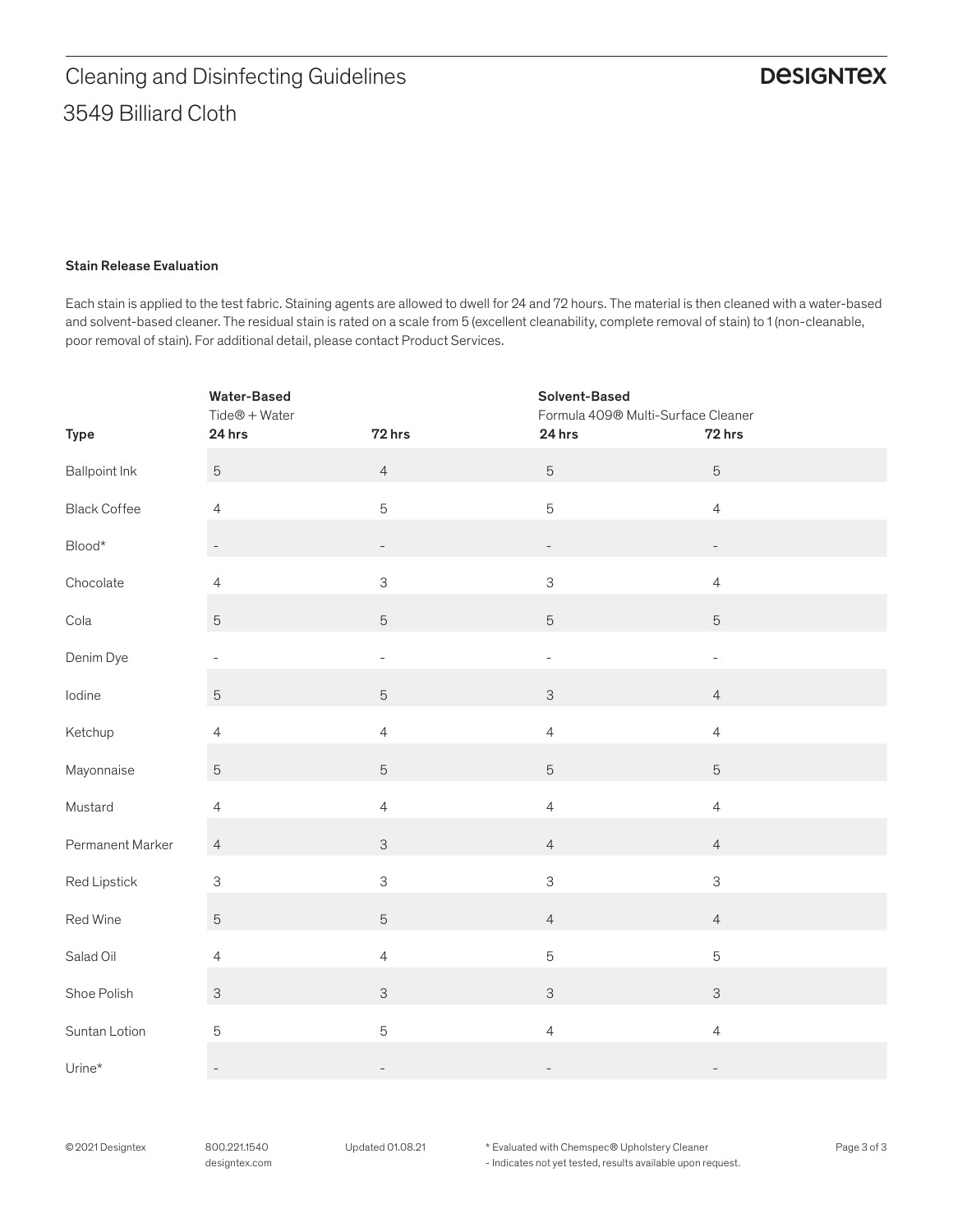# Cleaning and Disinfecting Guidelines

## 3549 Billiard Cloth

### Stain Release Evaluation

Each stain is applied to the test fabric. Staining agents are allowed to dwell for 24 and 72 hours. The material is then cleaned with a water-based and solvent-based cleaner. The residual stain is rated on a scale from 5 (excellent cleanability, complete removal of stain) to 1 (non-cleanable, poor removal of stain). For additional detail, please contact Product Services.

| | **Water-Based** Tide® + Water | | **Solvent-Based** Formula 409® Multi-Surface Cleaner | |
|---|---|---|---|---|
| **Type** | **24 hrs** | **72 hrs** | **24 hrs** | **72 hrs** |
| Ballpoint Ink | 5 | 4 | 5 | 5 |
| Black Coffee | 4 | 5 | 5 | 4 |
| Blood* | - | - | - | - |
| Chocolate | 4 | 3 | 3 | 4 |
| Cola | 5 | 5 | 5 | 5 |
| Denim Dye | - | - | - | - |
| Iodine | 5 | 5 | 3 | 4 |
| Ketchup | 4 | 4 | 4 | 4 |
| Mayonnaise | 5 | 5 | 5 | 5 |
| Mustard | 4 | 4 | 4 | 4 |
| Permanent Marker | 4 | 3 | 4 | 4 |
| Red Lipstick | 3 | 3 | 3 | 3 |
| Red Wine | 5 | 5 | 4 | 4 |
| Salad Oil | 4 | 4 | 5 | 5 |
| Shoe Polish | 3 | 3 | 3 | 3 |
| Suntan Lotion | 5 | 5 | 4 | 4 |
| Urine* | - | - | - | - |

* Evaluated with Chemspec® Upholstery Cleaner
- Indicates not yet tested, results available upon request.

© 2021 Designtex 800.221.1540 designtex.com Updated 01.08.21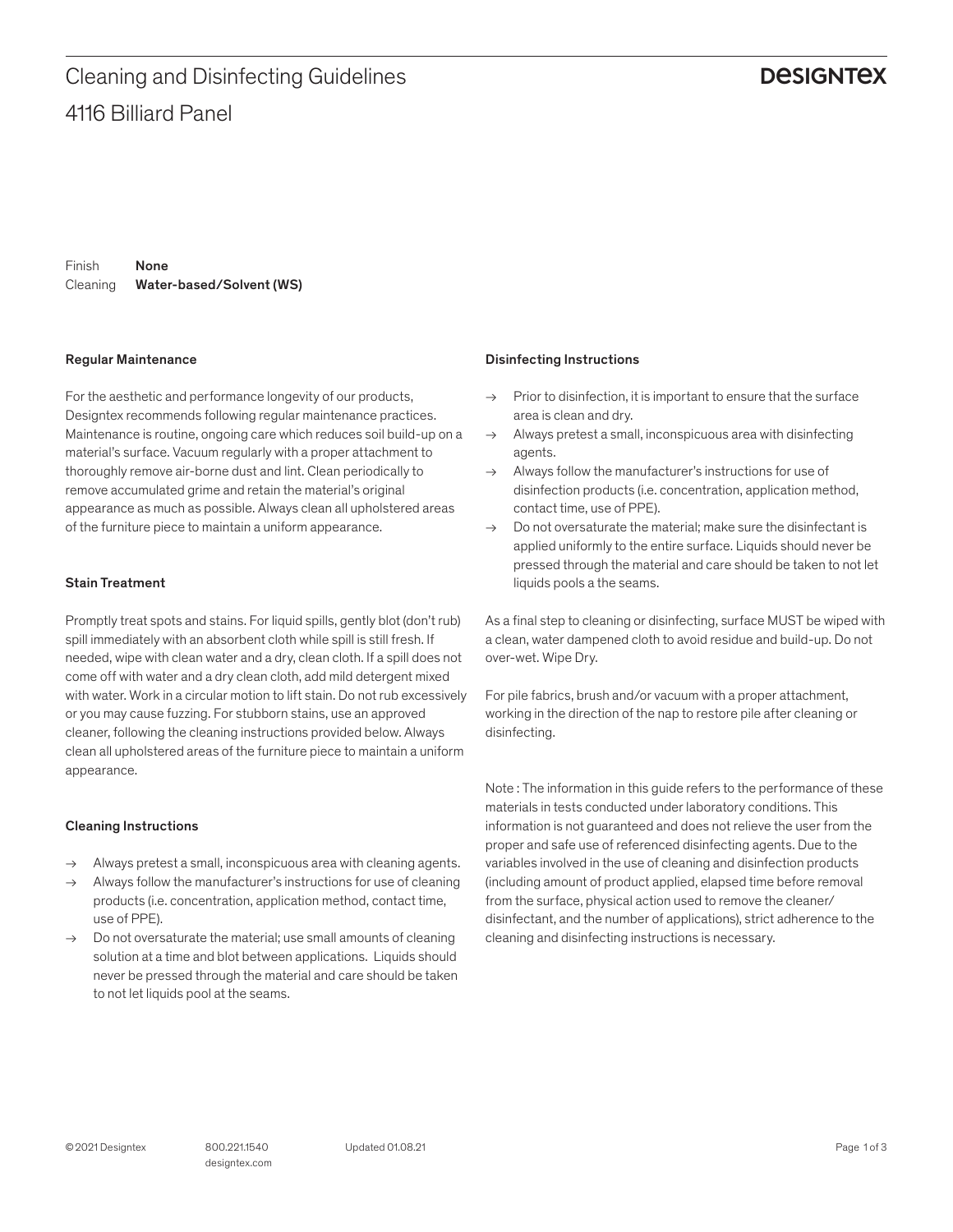# Cleaning and Disinfecting Guidelines

## 4116 Billiard Panel

DESIGNTEX

Finish **None**
Cleaning **Water-based/Solvent (WS)**

### Regular Maintenance

For the aesthetic and performance longevity of our products, Designtex recommends following regular maintenance practices. Maintenance is routine, ongoing care which reduces soil build-up on a material's surface. Vacuum regularly with a proper attachment to thoroughly remove air-borne dust and lint. Clean periodically to remove accumulated grime and retain the material's original appearance as much as possible. Always clean all upholstered areas of the furniture piece to maintain a uniform appearance.

### Stain Treatment

Promptly treat spots and stains. For liquid spills, gently blot (don't rub) spill immediately with an absorbent cloth while spill is still fresh. If needed, wipe with clean water and a dry, clean cloth. If a spill does not come off with water and a dry clean cloth, add mild detergent mixed with water. Work in a circular motion to lift stain. Do not rub excessively or you may cause fuzzing. For stubborn stains, use an approved cleaner, following the cleaning instructions provided below. Always clean all upholstered areas of the furniture piece to maintain a uniform appearance.

### Cleaning Instructions

→ Always pretest a small, inconspicuous area with cleaning agents.
→ Always follow the manufacturer's instructions for use of cleaning products (i.e. concentration, application method, contact time, use of PPE).
→ Do not oversaturate the material; use small amounts of cleaning solution at a time and blot between applications. Liquids should never be pressed through the material and care should be taken to not let liquids pool at the seams.

### Disinfecting Instructions

→ Prior to disinfection, it is important to ensure that the surface area is clean and dry.
→ Always pretest a small, inconspicuous area with disinfecting agents.
→ Always follow the manufacturer's instructions for use of disinfection products (i.e. concentration, application method, contact time, use of PPE).
→ Do not oversaturate the material; make sure the disinfectant is applied uniformly to the entire surface. Liquids should never be pressed through the material and care should be taken to not let liquids pools a the seams.

As a final step to cleaning or disinfecting, surface MUST be wiped with a clean, water dampened cloth to avoid residue and build-up. Do not over-wet. Wipe Dry.

For pile fabrics, brush and/or vacuum with a proper attachment, working in the direction of the nap to restore pile after cleaning or disinfecting.

Note : The information in this guide refers to the performance of these materials in tests conducted under laboratory conditions. This information is not guaranteed and does not relieve the user from the proper and safe use of referenced disinfecting agents. Due to the variables involved in the use of cleaning and disinfection products (including amount of product applied, elapsed time before removal from the surface, physical action used to remove the cleaner/ disinfectant, and the number of applications), strict adherence to the cleaning and disinfecting instructions is necessary.

© 2021 Designtex 800.221.1540 designtex.com Updated 01.08.21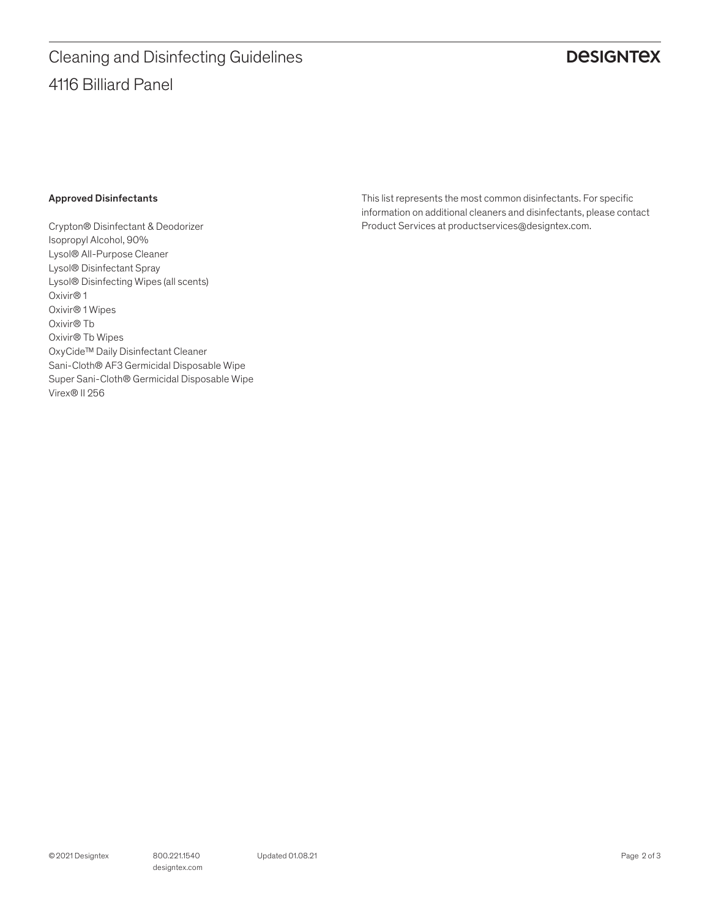**Approved Disinfectants**

Crypton® Disinfectant & Deodorizer
Isopropyl Alcohol, 90%
Lysol® All-Purpose Cleaner
Lysol® Disinfectant Spray
Lysol® Disinfecting Wipes (all scents)
Oxivir® 1
Oxivir® 1 Wipes
Oxivir® Tb
Oxivir® Tb Wipes
OxyCide™ Daily Disinfectant Cleaner
Sani-Cloth® AF3 Germicidal Disposable Wipe
Super Sani-Cloth® Germicidal Disposable Wipe
Virex® II 256

This list represents the most common disinfectants. For specific information on additional cleaners and disinfectants, please contact Product Services at productservices@designtex.com.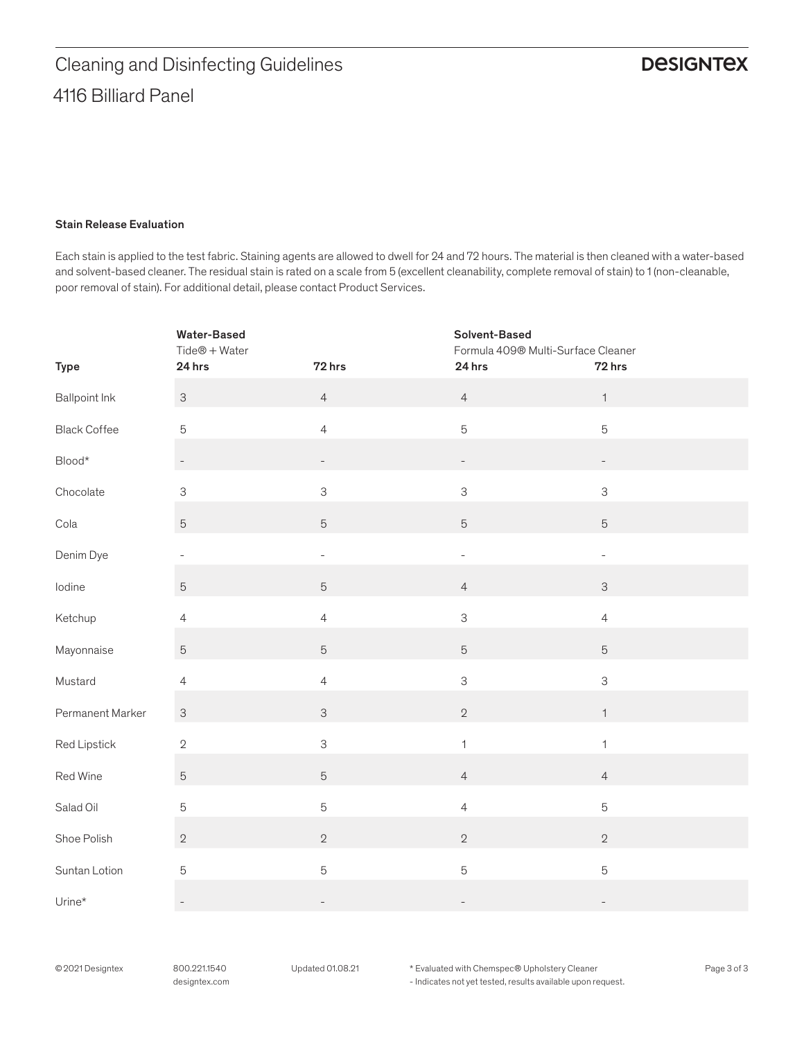# Cleaning and Disinfecting Guidelines

## 4116 Billiard Panel

### Stain Release Evaluation

Each stain is applied to the test fabric. Staining agents are allowed to dwell for 24 and 72 hours. The material is then cleaned with a water-based and solvent-based cleaner. The residual stain is rated on a scale from 5 (excellent cleanability, complete removal of stain) to 1 (non-cleanable, poor removal of stain). For additional detail, please contact Product Services.

| | **Water-Based** Tide® + Water | | **Solvent-Based** Formula 409® Multi-Surface Cleaner | |
|---|---|---|---|---|
| **Type** | **24 hrs** | **72 hrs** | **24 hrs** | **72 hrs** |
| Ballpoint Ink | 3 | 4 | 4 | 1 |
| Black Coffee | 5 | 4 | 5 | 5 |
| Blood* | - | - | - | - |
| Chocolate | 3 | 3 | 3 | 3 |
| Cola | 5 | 5 | 5 | 5 |
| Denim Dye | - | - | - | - |
| Iodine | 5 | 5 | 4 | 3 |
| Ketchup | 4 | 4 | 3 | 4 |
| Mayonnaise | 5 | 5 | 5 | 5 |
| Mustard | 4 | 4 | 3 | 3 |
| Permanent Marker | 3 | 3 | 2 | 1 |
| Red Lipstick | 2 | 3 | 1 | 1 |
| Red Wine | 5 | 5 | 4 | 4 |
| Salad Oil | 5 | 5 | 4 | 5 |
| Shoe Polish | 2 | 2 | 2 | 2 |
| Suntan Lotion | 5 | 5 | 5 | 5 |
| Urine* | - | - | - | - |

\* Evaluated with Chemspec® Upholstery Cleaner
- Indicates not yet tested, results available upon request.

© 2021 Designtex 800.221.1540 designtex.com Updated 01.08.21